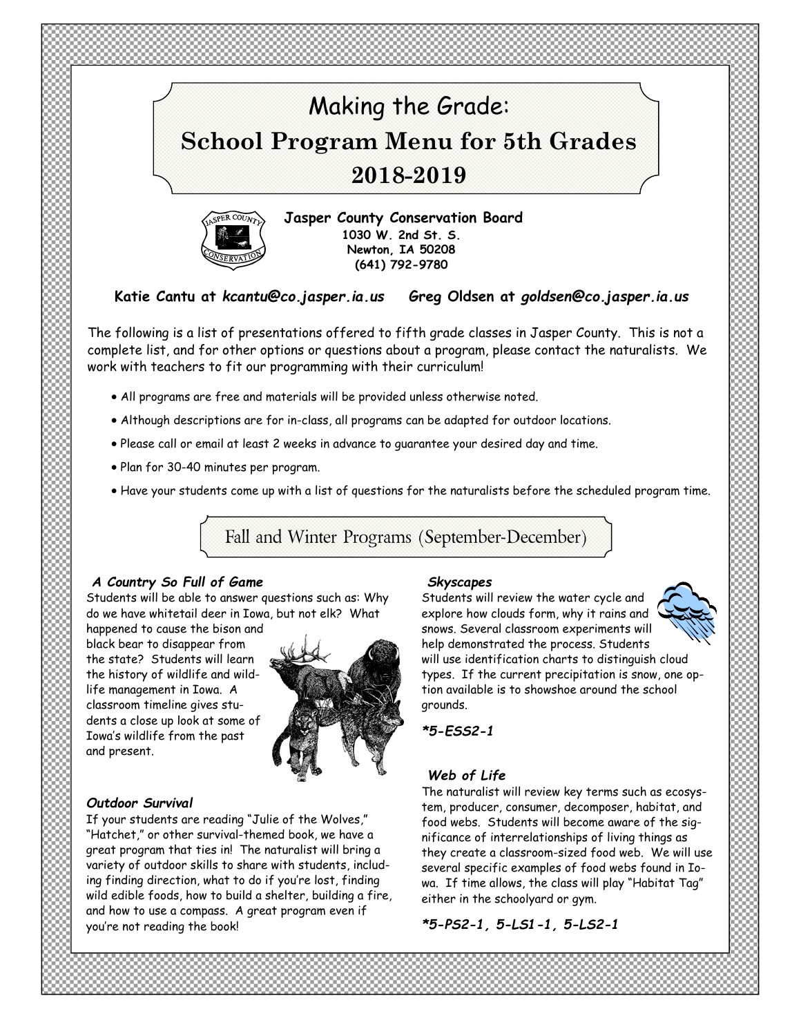# Making the Grade:

# School Program Menu for 5th Grades 2018-2019

**Jasper County Conservation Board**
**1030 W. 2nd St. S.**
**Newton, IA 50208**
**(641) 792-9780**

**Katie Cantu at *kcantu@co.jasper.ia.us*** **Greg Oldsen at *goldsen@co.jasper.ia.us***

The following is a list of presentations offered to fifth grade classes in Jasper County. This is not a complete list, and for other options or questions about a program, please contact the naturalists. We work with teachers to fit our programming with their curriculum!

- All programs are free and materials will be provided unless otherwise noted.
- Although descriptions are for in-class, all programs can be adapted for outdoor locations.
- Please call or email at least 2 weeks in advance to guarantee your desired day and time.
- Plan for 30-40 minutes per program.
- Have your students come up with a list of questions for the naturalists before the scheduled program time.

## Fall and Winter Programs (September-December)

### *A Country So Full of Game*

Students will be able to answer questions such as: Why do we have whitetail deer in Iowa, but not elk? What happened to cause the bison and black bear to disappear from the state? Students will learn the history of wildlife and wildlife management in Iowa. A classroom timeline gives students a close up look at some of Iowa's wildlife from the past and present.

### *Outdoor Survival*

If your students are reading "Julie of the Wolves," "Hatchet," or other survival-themed book, we have a great program that ties in! The naturalist will bring a variety of outdoor skills to share with students, including finding direction, what to do if you're lost, finding wild edible foods, how to build a shelter, building a fire, and how to use a compass. A great program even if you're not reading the book!

### *Skyscapes*

Students will review the water cycle and explore how clouds form, why it rains and snows. Several classroom experiments will help demonstrated the process. Students will use identification charts to distinguish cloud types. If the current precipitation is snow, one option available is to showshoe around the school grounds.

***5-ESS2-1**

### *Web of Life*

The naturalist will review key terms such as ecosystem, producer, consumer, decomposer, habitat, and food webs. Students will become aware of the significance of interrelationships of living things as they create a classroom-sized food web. We will use several specific examples of food webs found in Iowa. If time allows, the class will play "Habitat Tag" either in the schoolyard or gym.

***5-PS2-1, 5-LS1-1, 5-LS2-1**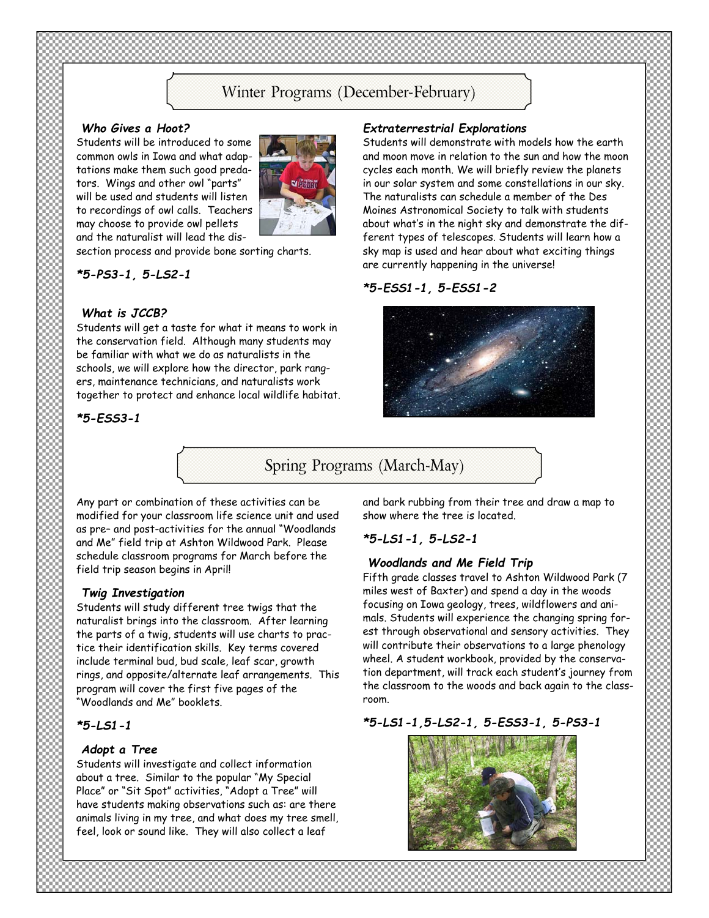## Winter Programs (December-February)

***Who Gives a Hoot?***
Students will be introduced to some common owls in Iowa and what adaptations make them such good predators. Wings and other owl "parts" will be used and students will listen to recordings of owl calls. Teachers may choose to provide owl pellets and the naturalist will lead the dissection process and provide bone sorting charts.

***5-PS3-1, 5-LS2-1***

***What is JCCB?***
Students will get a taste for what it means to work in the conservation field. Although many students may be familiar with what we do as naturalists in the schools, we will explore how the director, park rangers, maintenance technicians, and naturalists work together to protect and enhance local wildlife habitat.

***5-ESS3-1***

***Extraterrestrial Explorations***
Students will demonstrate with models how the earth and moon move in relation to the sun and how the moon cycles each month. We will briefly review the planets in our solar system and some constellations in our sky. The naturalists can schedule a member of the Des Moines Astronomical Society to talk with students about what's in the night sky and demonstrate the different types of telescopes. Students will learn how a sky map is used and hear about what exciting things are currently happening in the universe!

***5-ESS1-1, 5-ESS1-2***

## Spring Programs (March-May)

Any part or combination of these activities can be modified for your classroom life science unit and used as pre– and post-activities for the annual "Woodlands and Me" field trip at Ashton Wildwood Park. Please schedule classroom programs for March before the field trip season begins in April!

***Twig Investigation***
Students will study different tree twigs that the naturalist brings into the classroom. After learning the parts of a twig, students will use charts to practice their identification skills. Key terms covered include terminal bud, bud scale, leaf scar, growth rings, and opposite/alternate leaf arrangements. This program will cover the first five pages of the "Woodlands and Me" booklets.

***5-LS1-1***

***Adopt a Tree***
Students will investigate and collect information about a tree. Similar to the popular "My Special Place" or "Sit Spot" activities, "Adopt a Tree" will have students making observations such as: are there animals living in my tree, and what does my tree smell, feel, look or sound like. They will also collect a leaf and bark rubbing from their tree and draw a map to show where the tree is located.

***5-LS1-1, 5-LS2-1***

***Woodlands and Me Field Trip***
Fifth grade classes travel to Ashton Wildwood Park (7 miles west of Baxter) and spend a day in the woods focusing on Iowa geology, trees, wildflowers and animals. Students will experience the changing spring forest through observational and sensory activities. They will contribute their observations to a large phenology wheel. A student workbook, provided by the conservation department, will track each student's journey from the classroom to the woods and back again to the classroom.

***5-LS1-1,5-LS2-1, 5-ESS3-1, 5-PS3-1***